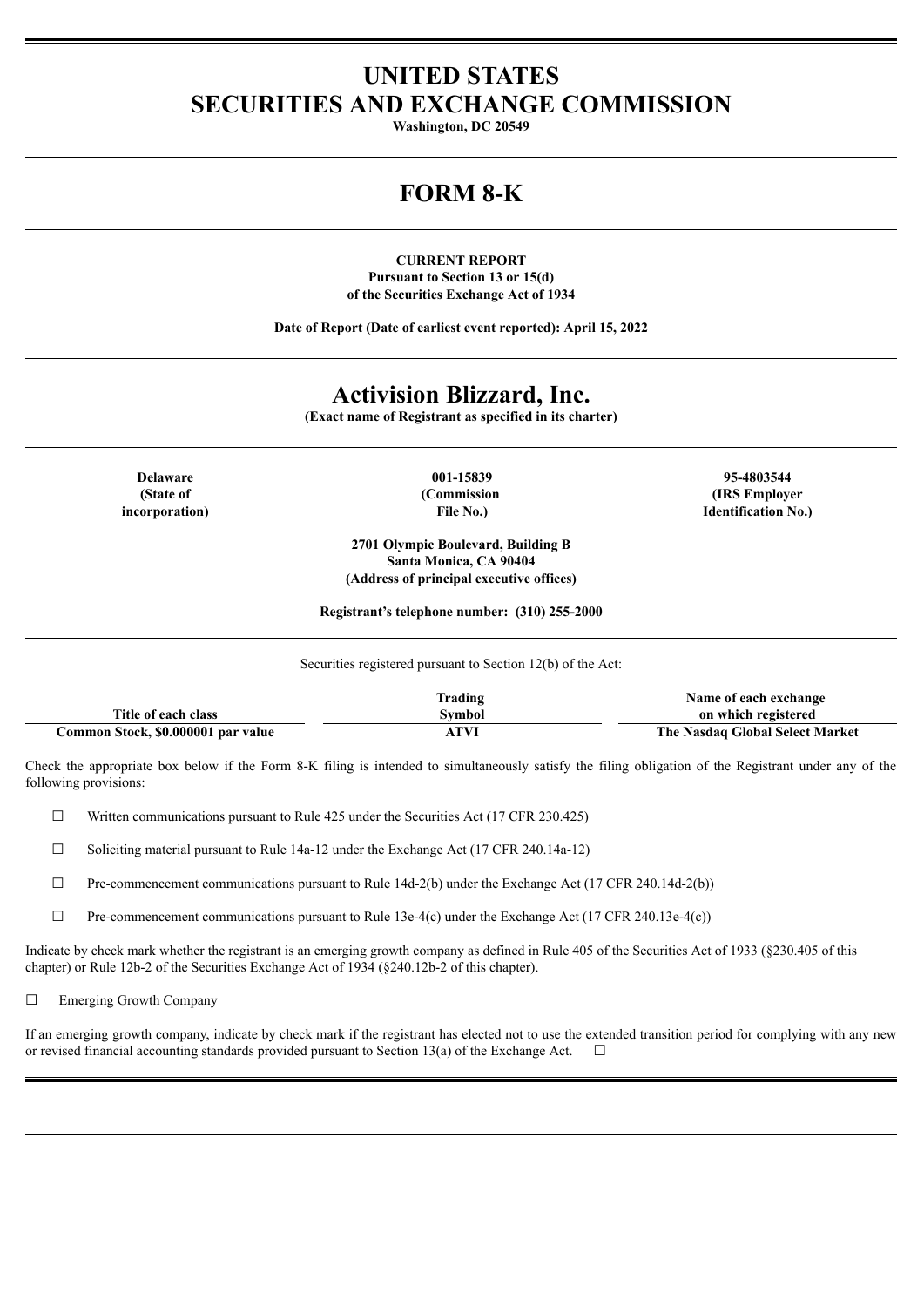# UNITED STATES
# SECURITIES AND EXCHANGE COMMISSION

**Washington, DC 20549**

# FORM 8-K

**CURRENT REPORT**
**Pursuant to Section 13 or 15(d)**
**of the Securities Exchange Act of 1934**

**Date of Report (Date of earliest event reported): April 15, 2022**

# Activision Blizzard, Inc.

**(Exact name of Registrant as specified in its charter)**

| Delaware | 001-15839 | 95-4803544 |
|---|---|---|
| (State of incorporation) | (Commission File No.) | (IRS Employer Identification No.) |

**2701 Olympic Boulevard, Building B**
**Santa Monica, CA 90404**
**(Address of principal executive offices)**

**Registrant's telephone number: (310) 255-2000**

Securities registered pursuant to Section 12(b) of the Act:

| Title of each class | Trading Symbol | Name of each exchange on which registered |
|---|---|---|
| Common Stock, $0.000001 par value | ATVI | The Nasdaq Global Select Market |

Check the appropriate box below if the Form 8-K filing is intended to simultaneously satisfy the filing obligation of the Registrant under any of the following provisions:

☐ Written communications pursuant to Rule 425 under the Securities Act (17 CFR 230.425)

☐ Soliciting material pursuant to Rule 14a-12 under the Exchange Act (17 CFR 240.14a-12)

☐ Pre-commencement communications pursuant to Rule 14d-2(b) under the Exchange Act (17 CFR 240.14d-2(b))

☐ Pre-commencement communications pursuant to Rule 13e-4(c) under the Exchange Act (17 CFR 240.13e-4(c))

Indicate by check mark whether the registrant is an emerging growth company as defined in Rule 405 of the Securities Act of 1933 (§230.405 of this chapter) or Rule 12b-2 of the Securities Exchange Act of 1934 (§240.12b-2 of this chapter).

☐ Emerging Growth Company

If an emerging growth company, indicate by check mark if the registrant has elected not to use the extended transition period for complying with any new or revised financial accounting standards provided pursuant to Section 13(a) of the Exchange Act. ☐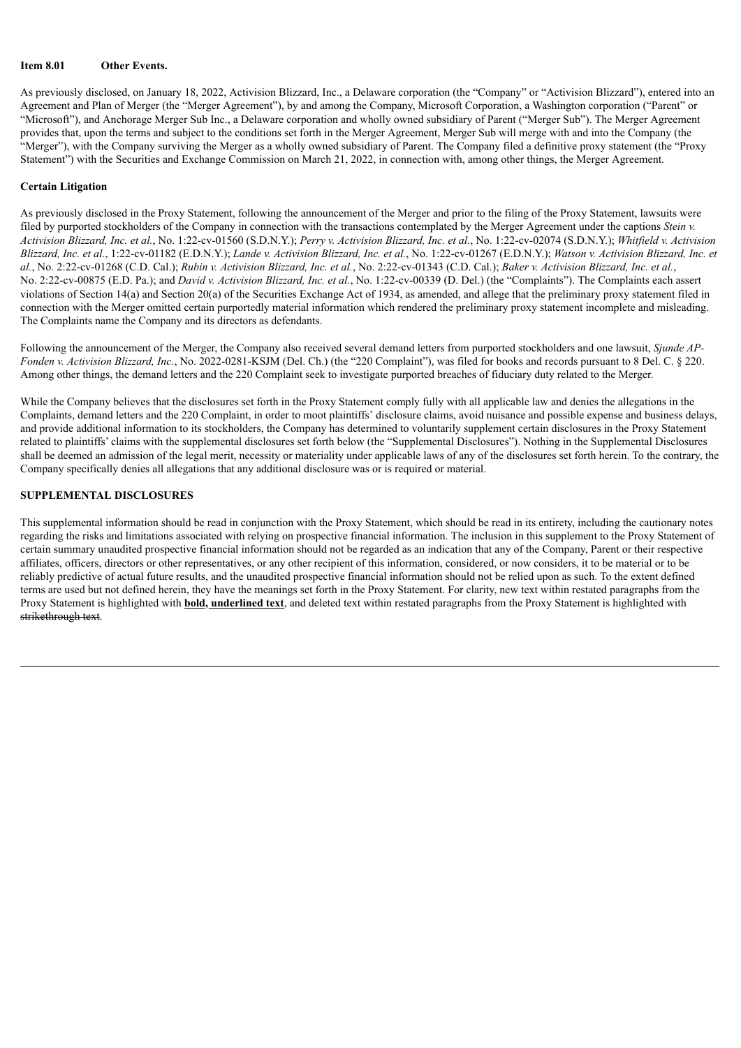**Item 8.01 Other Events.**

As previously disclosed, on January 18, 2022, Activision Blizzard, Inc., a Delaware corporation (the "Company" or "Activision Blizzard"), entered into an Agreement and Plan of Merger (the "Merger Agreement"), by and among the Company, Microsoft Corporation, a Washington corporation ("Parent" or "Microsoft"), and Anchorage Merger Sub Inc., a Delaware corporation and wholly owned subsidiary of Parent ("Merger Sub"). The Merger Agreement provides that, upon the terms and subject to the conditions set forth in the Merger Agreement, Merger Sub will merge with and into the Company (the "Merger"), with the Company surviving the Merger as a wholly owned subsidiary of Parent. The Company filed a definitive proxy statement (the "Proxy Statement") with the Securities and Exchange Commission on March 21, 2022, in connection with, among other things, the Merger Agreement.

**Certain Litigation**

As previously disclosed in the Proxy Statement, following the announcement of the Merger and prior to the filing of the Proxy Statement, lawsuits were filed by purported stockholders of the Company in connection with the transactions contemplated by the Merger Agreement under the captions *Stein v. Activision Blizzard, Inc. et al.*, No. 1:22-cv-01560 (S.D.N.Y.); *Perry v. Activision Blizzard, Inc. et al.*, No. 1:22-cv-02074 (S.D.N.Y.); *Whitfield v. Activision Blizzard, Inc. et al.*, 1:22-cv-01182 (E.D.N.Y.); *Lande v. Activision Blizzard, Inc. et al.*, No. 1:22-cv-01267 (E.D.N.Y.); *Watson v. Activision Blizzard, Inc. et al.*, No. 2:22-cv-01268 (C.D. Cal.); *Rubin v. Activision Blizzard, Inc. et al.*, No. 2:22-cv-01343 (C.D. Cal.); *Baker v. Activision Blizzard, Inc. et al.*, No. 2:22-cv-00875 (E.D. Pa.); and *David v. Activision Blizzard, Inc. et al.*, No. 1:22-cv-00339 (D. Del.) (the "Complaints"). The Complaints each assert violations of Section 14(a) and Section 20(a) of the Securities Exchange Act of 1934, as amended, and allege that the preliminary proxy statement filed in connection with the Merger omitted certain purportedly material information which rendered the preliminary proxy statement incomplete and misleading. The Complaints name the Company and its directors as defendants.

Following the announcement of the Merger, the Company also received several demand letters from purported stockholders and one lawsuit, *Sjunde AP-Fonden v. Activision Blizzard, Inc.*, No. 2022-0281-KSJM (Del. Ch.) (the "220 Complaint"), was filed for books and records pursuant to 8 Del. C. § 220. Among other things, the demand letters and the 220 Complaint seek to investigate purported breaches of fiduciary duty related to the Merger.

While the Company believes that the disclosures set forth in the Proxy Statement comply fully with all applicable law and denies the allegations in the Complaints, demand letters and the 220 Complaint, in order to moot plaintiffs' disclosure claims, avoid nuisance and possible expense and business delays, and provide additional information to its stockholders, the Company has determined to voluntarily supplement certain disclosures in the Proxy Statement related to plaintiffs' claims with the supplemental disclosures set forth below (the "Supplemental Disclosures"). Nothing in the Supplemental Disclosures shall be deemed an admission of the legal merit, necessity or materiality under applicable laws of any of the disclosures set forth herein. To the contrary, the Company specifically denies all allegations that any additional disclosure was or is required or material.

**SUPPLEMENTAL DISCLOSURES**

This supplemental information should be read in conjunction with the Proxy Statement, which should be read in its entirety, including the cautionary notes regarding the risks and limitations associated with relying on prospective financial information. The inclusion in this supplement to the Proxy Statement of certain summary unaudited prospective financial information should not be regarded as an indication that any of the Company, Parent or their respective affiliates, officers, directors or other representatives, or any other recipient of this information, considered, or now considers, it to be material or to be reliably predictive of actual future results, and the unaudited prospective financial information should not be relied upon as such. To the extent defined terms are used but not defined herein, they have the meanings set forth in the Proxy Statement. For clarity, new text within restated paragraphs from the Proxy Statement is highlighted with **<u>bold, underlined text</u>**, and deleted text within restated paragraphs from the Proxy Statement is highlighted with ~~strikethrough text~~.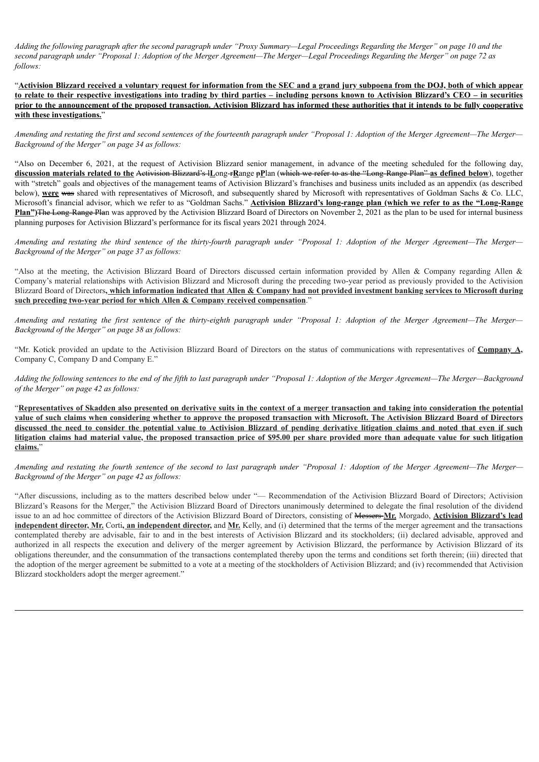*Adding the following paragraph after the second paragraph under "Proxy Summary—Legal Proceedings Regarding the Merger" on page 10 and the second paragraph under "Proposal 1: Adoption of the Merger Agreement—The Merger—Legal Proceedings Regarding the Merger" on page 72 as follows:*

"**Activision Blizzard received a voluntary request for information from the SEC and a grand jury subpoena from the DOJ, both of which appear to relate to their respective investigations into trading by third parties – including persons known to Activision Blizzard's CEO – in securities prior to the announcement of the proposed transaction. Activision Blizzard has informed these authorities that it intends to be fully cooperative with these investigations.**"

*Amending and restating the first and second sentences of the fourteenth paragraph under "Proposal 1: Adoption of the Merger Agreement—The Merger—Background of the Merger" on page 34 as follows:*

"Also on December 6, 2021, at the request of Activision Blizzard senior management, in advance of the meeting scheduled for the following day, **discussion materials related to the** ~~Activision Blizzard's l~~**L**ong-~~r~~**R**ange ~~p~~**P**lan (~~which we refer to as the "Long-Range Plan"~~ **as defined below**), together with "stretch" goals and objectives of the management teams of Activision Blizzard's franchises and business units included as an appendix (as described below), **were** ~~was~~ shared with representatives of Microsoft, and subsequently shared by Microsoft with representatives of Goldman Sachs & Co. LLC, Microsoft's financial advisor, which we refer to as "Goldman Sachs." **Activision Blizzard's long-range plan (which we refer to as the "Long-Range Plan")**~~The Long-Range Pla~~n was approved by the Activision Blizzard Board of Directors on November 2, 2021 as the plan to be used for internal business planning purposes for Activision Blizzard's performance for its fiscal years 2021 through 2024.

*Amending and restating the third sentence of the thirty-fourth paragraph under "Proposal 1: Adoption of the Merger Agreement—The Merger—Background of the Merger" on page 37 as follows:*

"Also at the meeting, the Activision Blizzard Board of Directors discussed certain information provided by Allen & Company regarding Allen & Company's material relationships with Activision Blizzard and Microsoft during the preceding two-year period as previously provided to the Activision Blizzard Board of Directors**, which information indicated that Allen & Company had not provided investment banking services to Microsoft during such preceding two-year period for which Allen & Company received compensation**."

*Amending and restating the first sentence of the thirty-eighth paragraph under "Proposal 1: Adoption of the Merger Agreement—The Merger—Background of the Merger" on page 38 as follows:*

"Mr. Kotick provided an update to the Activision Blizzard Board of Directors on the status of communications with representatives of **Company A,** Company C, Company D and Company E."

*Adding the following sentences to the end of the fifth to last paragraph under "Proposal 1: Adoption of the Merger Agreement—The Merger—Background of the Merger" on page 42 as follows:*

"**Representatives of Skadden also presented on derivative suits in the context of a merger transaction and taking into consideration the potential value of such claims when considering whether to approve the proposed transaction with Microsoft. The Activision Blizzard Board of Directors discussed the need to consider the potential value to Activision Blizzard of pending derivative litigation claims and noted that even if such litigation claims had material value, the proposed transaction price of $95.00 per share provided more than adequate value for such litigation claims.**"

*Amending and restating the fourth sentence of the second to last paragraph under "Proposal 1: Adoption of the Merger Agreement—The Merger—Background of the Merger" on page 42 as follows:*

"After discussions, including as to the matters described below under "— Recommendation of the Activision Blizzard Board of Directors; Activision Blizzard's Reasons for the Merger," the Activision Blizzard Board of Directors unanimously determined to delegate the final resolution of the dividend issue to an ad hoc committee of directors of the Activision Blizzard Board of Directors, consisting of ~~Messers~~ **Mr.** Morgado, **Activision Blizzard's lead independent director, Mr.** Corti**, an independent director,** and **Mr.** Kelly, and (i) determined that the terms of the merger agreement and the transactions contemplated thereby are advisable, fair to and in the best interests of Activision Blizzard and its stockholders; (ii) declared advisable, approved and authorized in all respects the execution and delivery of the merger agreement by Activision Blizzard, the performance by Activision Blizzard of its obligations thereunder, and the consummation of the transactions contemplated thereby upon the terms and conditions set forth therein; (iii) directed that the adoption of the merger agreement be submitted to a vote at a meeting of the stockholders of Activision Blizzard; and (iv) recommended that Activision Blizzard stockholders adopt the merger agreement."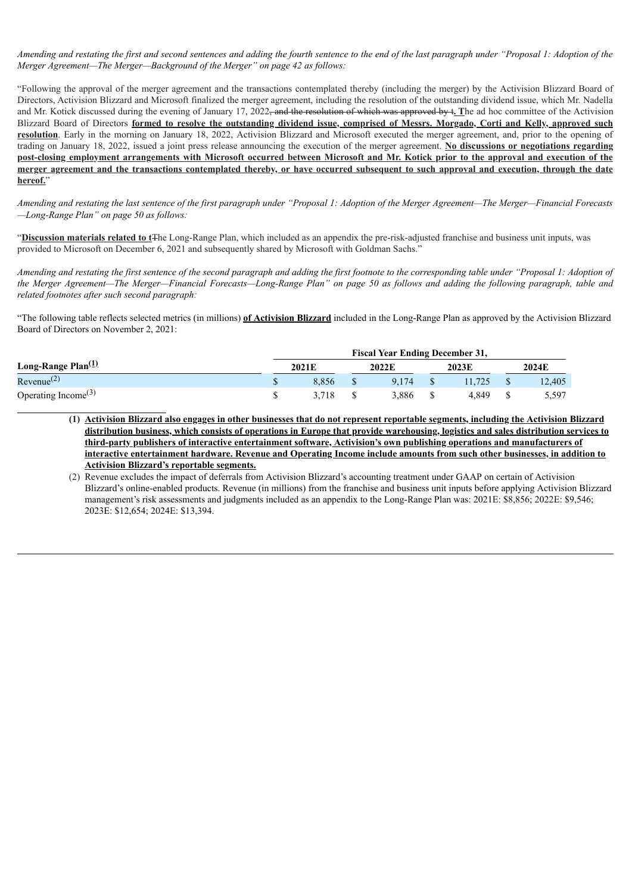*Amending and restating the first and second sentences and adding the fourth sentence to the end of the last paragraph under "Proposal 1: Adoption of the Merger Agreement—The Merger—Background of the Merger" on page 42 as follows:*

"Following the approval of the merger agreement and the transactions contemplated thereby (including the merger) by the Activision Blizzard Board of Directors, Activision Blizzard and Microsoft finalized the merger agreement, including the resolution of the outstanding dividend issue, which Mr. Nadella and Mr. Kotick discussed during the evening of January 17, 2022~~, and the resolution of which was approved by t~~**. T**he ad hoc committee of the Activision Blizzard Board of Directors **formed to resolve the outstanding dividend issue, comprised of Messrs. Morgado, Corti and Kelly, approved such resolution**. Early in the morning on January 18, 2022, Activision Blizzard and Microsoft executed the merger agreement, and, prior to the opening of trading on January 18, 2022, issued a joint press release announcing the execution of the merger agreement. **No discussions or negotiations regarding post-closing employment arrangements with Microsoft occurred between Microsoft and Mr. Kotick prior to the approval and execution of the merger agreement and the transactions contemplated thereby, or have occurred subsequent to such approval and execution, through the date hereof.**"

*Amending and restating the last sentence of the first paragraph under "Proposal 1: Adoption of the Merger Agreement—The Merger—Financial Forecasts —Long-Range Plan" on page 50 as follows:*

"**Discussion materials related to t**~~T~~he Long-Range Plan, which included as an appendix the pre-risk-adjusted franchise and business unit inputs, was provided to Microsoft on December 6, 2021 and subsequently shared by Microsoft with Goldman Sachs."

*Amending and restating the first sentence of the second paragraph and adding the first footnote to the corresponding table under "Proposal 1: Adoption of the Merger Agreement—The Merger—Financial Forecasts—Long-Range Plan" on page 50 as follows and adding the following paragraph, table and related footnotes after such second paragraph:*

"The following table reflects selected metrics (in millions) **of Activision Blizzard** included in the Long-Range Plan as approved by the Activision Blizzard Board of Directors on November 2, 2021:

| | Fiscal Year Ending December 31, | | | |
|---|---|---|---|---|
| **Long-Range Plan[(1)]** | **2021E** | **2022E** | **2023E** | **2024E** |
| Revenue[(2)] | $ 8,856 | $ 9,174 | $ 11,725 | $ 12,405 |
| Operating Income[(3)] | $ 3,718 | $ 3,886 | $ 4,849 | $ 5,597 |

**(1) Activision Blizzard also engages in other businesses that do not represent reportable segments, including the Activision Blizzard distribution business, which consists of operations in Europe that provide warehousing, logistics and sales distribution services to third-party publishers of interactive entertainment software, Activision's own publishing operations and manufacturers of interactive entertainment hardware. Revenue and Operating Income include amounts from such other businesses, in addition to Activision Blizzard's reportable segments.**

(2) Revenue excludes the impact of deferrals from Activision Blizzard's accounting treatment under GAAP on certain of Activision Blizzard's online-enabled products. Revenue (in millions) from the franchise and business unit inputs before applying Activision Blizzard management's risk assessments and judgments included as an appendix to the Long-Range Plan was: 2021E: $8,856; 2022E: $9,546; 2023E: $12,654; 2024E: $13,394.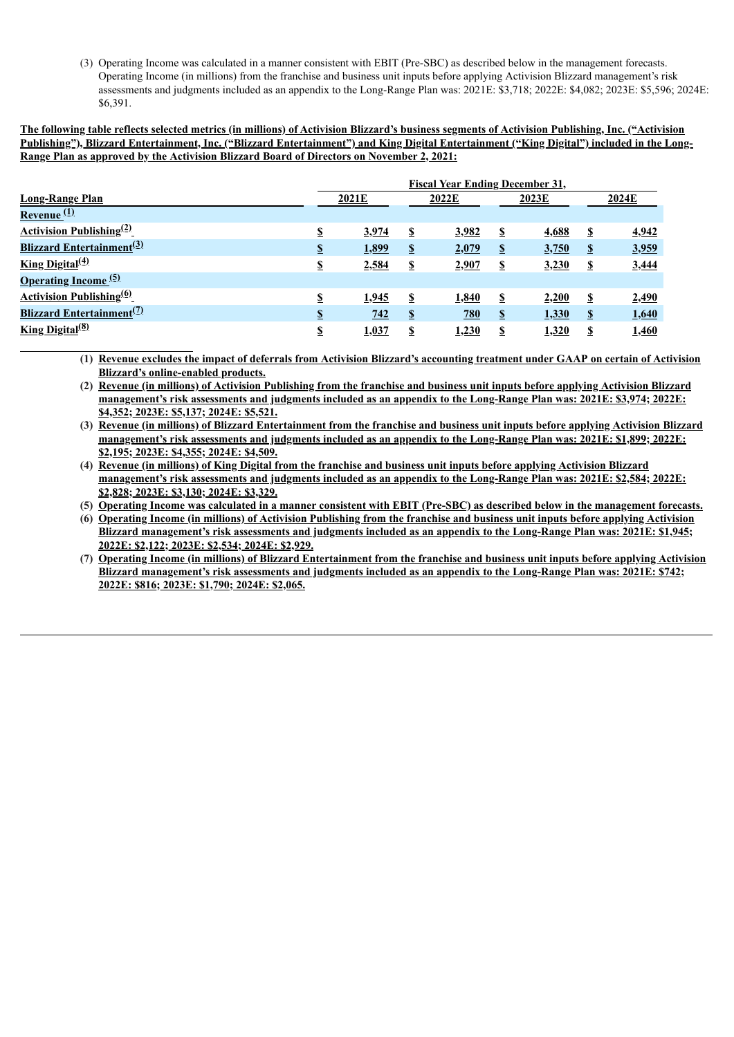(3) Operating Income was calculated in a manner consistent with EBIT (Pre-SBC) as described below in the management forecasts. Operating Income (in millions) from the franchise and business unit inputs before applying Activision Blizzard management's risk assessments and judgments included as an appendix to the Long-Range Plan was: 2021E: \$3,718; 2022E: \$4,082; 2023E: \$5,596; 2024E: \$6,391.

**The following table reflects selected metrics (in millions) of Activision Blizzard's business segments of Activision Publishing, Inc. ("Activision Publishing"), Blizzard Entertainment, Inc. ("Blizzard Entertainment") and King Digital Entertainment ("King Digital") included in the Long-Range Plan as approved by the Activision Blizzard Board of Directors on November 2, 2021:**

| | Fiscal Year Ending December 31, | | | |
|---|---|---|---|---|
| **Long-Range Plan** | **2021E** | **2022E** | **2023E** | **2024E** |
| **Revenue [1]** | | | | |
| **Activision Publishing[2]** | **\$ 3,974** | **\$ 3,982** | **\$ 4,688** | **\$ 4,942** |
| **Blizzard Entertainment[3]** | **\$ 1,899** | **\$ 2,079** | **\$ 3,750** | **\$ 3,959** |
| **King Digital[4]** | **\$ 2,584** | **\$ 2,907** | **\$ 3,230** | **\$ 3,444** |
| **Operating Income [5]** | | | | |
| **Activision Publishing[6]** | **\$ 1,945** | **\$ 1,840** | **\$ 2,200** | **\$ 2,490** |
| **Blizzard Entertainment[7]** | **\$ 742** | **\$ 780** | **\$ 1,330** | **\$ 1,640** |
| **King Digital[8]** | **\$ 1,037** | **\$ 1,230** | **\$ 1,320** | **\$ 1,460** |

(1) **Revenue excludes the impact of deferrals from Activision Blizzard's accounting treatment under GAAP on certain of Activision Blizzard's online-enabled products.**

(2) **Revenue (in millions) of Activision Publishing from the franchise and business unit inputs before applying Activision Blizzard management's risk assessments and judgments included as an appendix to the Long-Range Plan was: 2021E: \$3,974; 2022E: \$4,352; 2023E: \$5,137; 2024E: \$5,521.**

(3) **Revenue (in millions) of Blizzard Entertainment from the franchise and business unit inputs before applying Activision Blizzard management's risk assessments and judgments included as an appendix to the Long-Range Plan was: 2021E: \$1,899; 2022E: \$2,195; 2023E: \$4,355; 2024E: \$4,509.**

(4) **Revenue (in millions) of King Digital from the franchise and business unit inputs before applying Activision Blizzard management's risk assessments and judgments included as an appendix to the Long-Range Plan was: 2021E: \$2,584; 2022E: \$2,828; 2023E: \$3,130; 2024E: \$3,329.**

(5) **Operating Income was calculated in a manner consistent with EBIT (Pre-SBC) as described below in the management forecasts.**

(6) **Operating Income (in millions) of Activision Publishing from the franchise and business unit inputs before applying Activision Blizzard management's risk assessments and judgments included as an appendix to the Long-Range Plan was: 2021E: \$1,945; 2022E: \$2,122; 2023E: \$2,534; 2024E: \$2,929.**

(7) **Operating Income (in millions) of Blizzard Entertainment from the franchise and business unit inputs before applying Activision Blizzard management's risk assessments and judgments included as an appendix to the Long-Range Plan was: 2021E: \$742; 2022E: \$816; 2023E: \$1,790; 2024E: \$2,065.**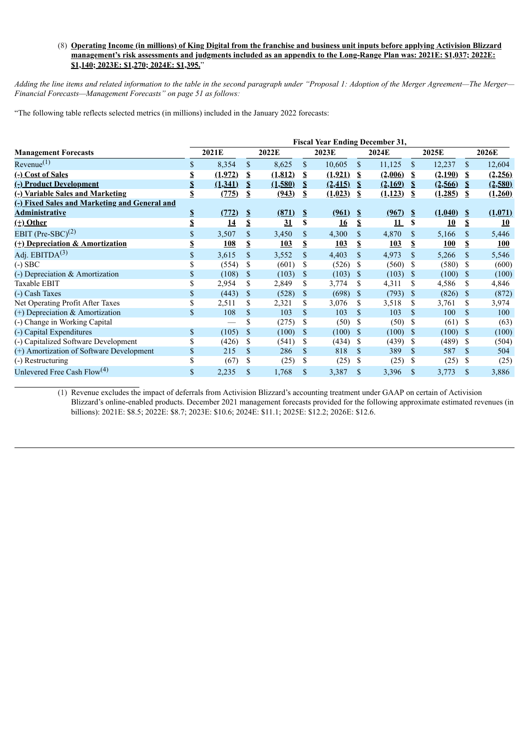(8) **Operating Income (in millions) of King Digital from the franchise and business unit inputs before applying Activision Blizzard management's risk assessments and judgments included as an appendix to the Long-Range Plan was: 2021E: $1,037; 2022E: $1,140; 2023E: $1,270; 2024E: $1,395.**"

*Adding the line items and related information to the table in the second paragraph under "Proposal 1: Adoption of the Merger Agreement—The Merger—Financial Forecasts—Management Forecasts" on page 51 as follows:*

"The following table reflects selected metrics (in millions) included in the January 2022 forecasts:

| | Fiscal Year Ending December 31, | | | | | |
|---|---|---|---|---|---|---|
| **Management Forecasts** | **2021E** | **2022E** | **2023E** | **2024E** | **2025E** | **2026E** |
| Revenue[(1)] | $ 8,354 | $ 8,625 | $ 10,605 | $ 11,125 | $ 12,237 | $ 12,604 |
| **(-) Cost of Sales** | **$ (1,972)** | **$ (1,812)** | **$ (1,921)** | **$ (2,006)** | **$ (2,190)** | **$ (2,256)** |
| **(-) Product Development** | **$ (1,341)** | **$ (1,580)** | **$ (2,415)** | **$ (2,169)** | **$ (2,566)** | **$ (2,580)** |
| **(-) Variable Sales and Marketing** | **$ (775)** | **$ (943)** | **$ (1,023)** | **$ (1,123)** | **$ (1,285)** | **$ (1,260)** |
| **(-) Fixed Sales and Marketing and General and Administrative** | **$ (772)** | **$ (871)** | **$ (961)** | **$ (967)** | **$ (1,040)** | **$ (1,071)** |
| **(+) Other** | **$ 14** | **$ 31** | **$ 16** | **$ 11** | **$ 10** | **$ 10** |
| EBIT (Pre-SBC)[(2)] | $ 3,507 | $ 3,450 | $ 4,300 | $ 4,870 | $ 5,166 | $ 5,446 |
| **(+) Depreciation & Amortization** | **$ 108** | **$ 103** | **$ 103** | **$ 103** | **$ 100** | **$ 100** |
| Adj. EBITDA[(3)] | $ 3,615 | $ 3,552 | $ 4,403 | $ 4,973 | $ 5,266 | $ 5,546 |
| (-) SBC | $ (554) | $ (601) | $ (526) | $ (560) | $ (580) | $ (600) |
| (-) Depreciation & Amortization | $ (108) | $ (103) | $ (103) | $ (103) | $ (100) | $ (100) |
| Taxable EBIT | $ 2,954 | $ 2,849 | $ 3,774 | $ 4,311 | $ 4,586 | $ 4,846 |
| (-) Cash Taxes | $ (443) | $ (528) | $ (698) | $ (793) | $ (826) | $ (872) |
| Net Operating Profit After Taxes | $ 2,511 | $ 2,321 | $ 3,076 | $ 3,518 | $ 3,761 | $ 3,974 |
| (+) Depreciation & Amortization | $ 108 | $ 103 | $ 103 | $ 103 | $ 100 | $ 100 |
| (-) Change in Working Capital | — | $ (275) | $ (50) | $ (50) | $ (61) | $ (63) |
| (-) Capital Expenditures | $ (105) | $ (100) | $ (100) | $ (100) | $ (100) | $ (100) |
| (-) Capitalized Software Development | $ (426) | $ (541) | $ (434) | $ (439) | $ (489) | $ (504) |
| (+) Amortization of Software Development | $ 215 | $ 286 | $ 818 | $ 389 | $ 587 | $ 504 |
| (-) Restructuring | $ (67) | $ (25) | $ (25) | $ (25) | $ (25) | $ (25) |
| Unlevered Free Cash Flow[(4)] | $ 2,235 | $ 1,768 | $ 3,387 | $ 3,396 | $ 3,773 | $ 3,886 |

(1) Revenue excludes the impact of deferrals from Activision Blizzard's accounting treatment under GAAP on certain of Activision Blizzard's online-enabled products. December 2021 management forecasts provided for the following approximate estimated revenues (in billions): 2021E: $8.5; 2022E: $8.7; 2023E: $10.6; 2024E: $11.1; 2025E: $12.2; 2026E: $12.6.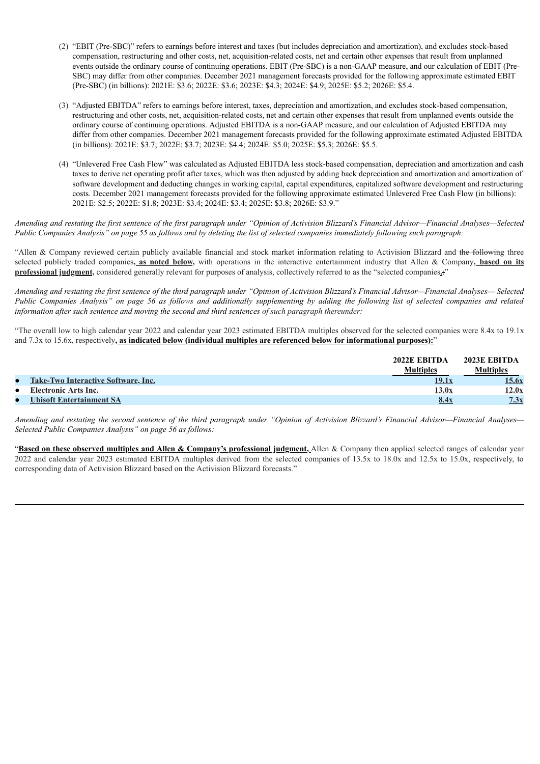(2) "EBIT (Pre-SBC)" refers to earnings before interest and taxes (but includes depreciation and amortization), and excludes stock-based compensation, restructuring and other costs, net, acquisition-related costs, net and certain other expenses that result from unplanned events outside the ordinary course of continuing operations. EBIT (Pre-SBC) is a non-GAAP measure, and our calculation of EBIT (Pre-SBC) may differ from other companies. December 2021 management forecasts provided for the following approximate estimated EBIT (Pre-SBC) (in billions): 2021E: $3.6; 2022E: $3.6; 2023E: $4.3; 2024E: $4.9; 2025E: $5.2; 2026E: $5.4.

(3) "Adjusted EBITDA" refers to earnings before interest, taxes, depreciation and amortization, and excludes stock-based compensation, restructuring and other costs, net, acquisition-related costs, net and certain other expenses that result from unplanned events outside the ordinary course of continuing operations. Adjusted EBITDA is a non-GAAP measure, and our calculation of Adjusted EBITDA may differ from other companies. December 2021 management forecasts provided for the following approximate estimated Adjusted EBITDA (in billions): 2021E: $3.7; 2022E: $3.7; 2023E: $4.4; 2024E: $5.0; 2025E: $5.3; 2026E: $5.5.

(4) "Unlevered Free Cash Flow" was calculated as Adjusted EBITDA less stock-based compensation, depreciation and amortization and cash taxes to derive net operating profit after taxes, which was then adjusted by adding back depreciation and amortization and amortization of software development and deducting changes in working capital, capital expenditures, capitalized software development and restructuring costs. December 2021 management forecasts provided for the following approximate estimated Unlevered Free Cash Flow (in billions): 2021E: $2.5; 2022E: $1.8; 2023E: $3.4; 2024E: $3.4; 2025E: $3.8; 2026E: $3.9."

*Amending and restating the first sentence of the first paragraph under "Opinion of Activision Blizzard's Financial Advisor—Financial Analyses—Selected Public Companies Analysis" on page 55 as follows and by deleting the list of selected companies immediately following such paragraph:*

"Allen & Company reviewed certain publicly available financial and stock market information relating to Activision Blizzard and ~~the following~~ three selected publicly traded companies**, as noted below,** with operations in the interactive entertainment industry that Allen & Company**, based on its professional judgment,** considered generally relevant for purposes of analysis, collectively referred to as the "selected companies**.**~~:~~"

*Amending and restating the first sentence of the third paragraph under "Opinion of Activision Blizzard's Financial Advisor—Financial Analyses— Selected Public Companies Analysis" on page 56 as follows and additionally supplementing by adding the following list of selected companies and related information after such sentence and moving the second and third sentences of such paragraph thereunder:*

"The overall low to high calendar year 2022 and calendar year 2023 estimated EBITDA multiples observed for the selected companies were 8.4x to 19.1x and 7.3x to 15.6x, respectively**, as indicated below (individual multiples are referenced below for informational purposes):**"

| | 2022E EBITDA Multiples | 2023E EBITDA Multiples |
|---|---|---|
| ● **Take-Two Interactive Software, Inc.** | **19.1x** | **15.6x** |
| ● **Electronic Arts Inc.** | **13.0x** | **12.0x** |
| ● **Ubisoft Entertainment SA** | **8.4x** | **7.3x** |

*Amending and restating the second sentence of the third paragraph under "Opinion of Activision Blizzard's Financial Advisor—Financial Analyses— Selected Public Companies Analysis" on page 56 as follows:*

"**Based on these observed multiples and Allen & Company's professional judgment,** Allen & Company then applied selected ranges of calendar year 2022 and calendar year 2023 estimated EBITDA multiples derived from the selected companies of 13.5x to 18.0x and 12.5x to 15.0x, respectively, to corresponding data of Activision Blizzard based on the Activision Blizzard forecasts."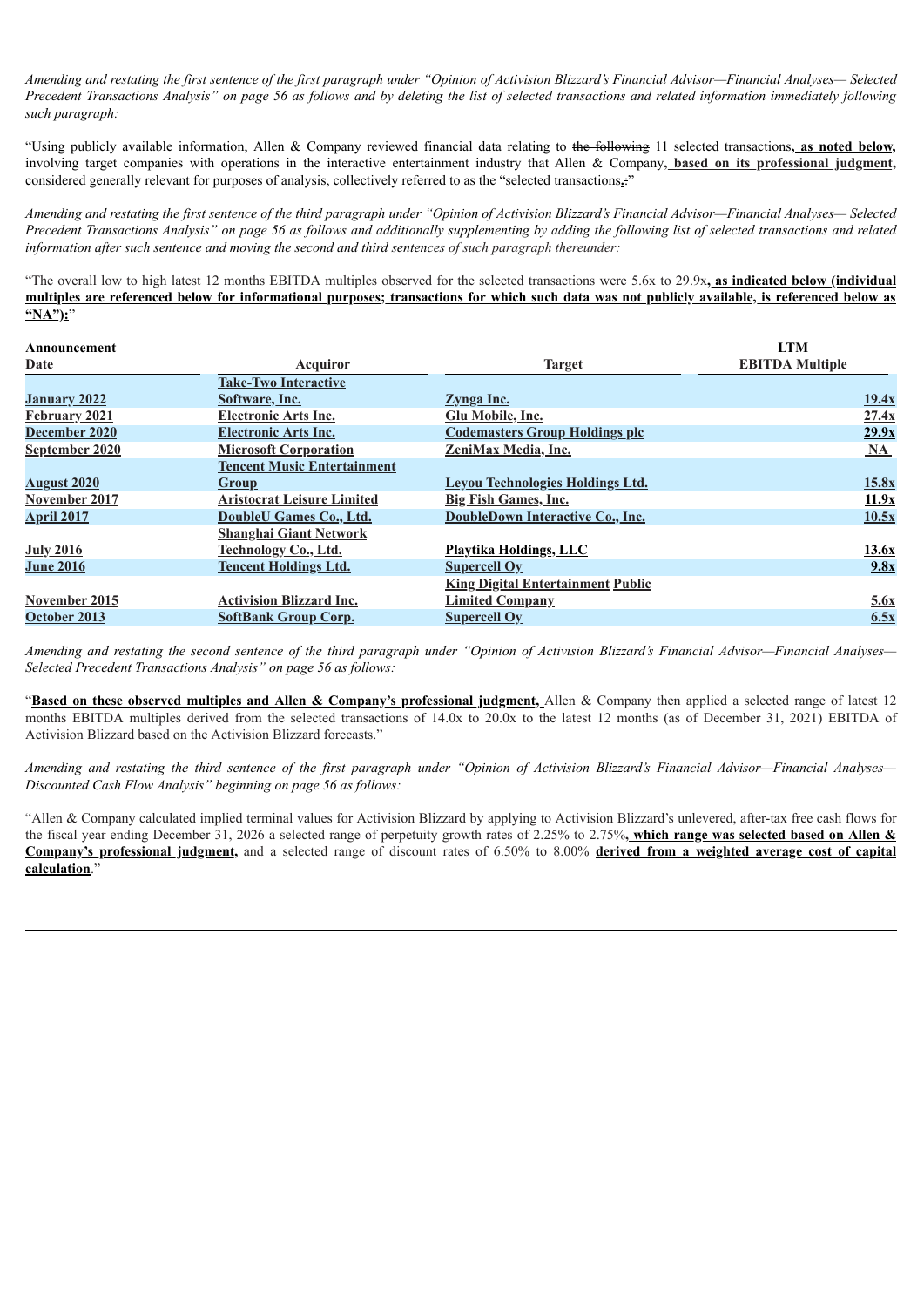*Amending and restating the first sentence of the first paragraph under "Opinion of Activision Blizzard's Financial Advisor—Financial Analyses— Selected Precedent Transactions Analysis" on page 56 as follows and by deleting the list of selected transactions and related information immediately following such paragraph:*

"Using publicly available information, Allen & Company reviewed financial data relating to ~~the following~~ 11 selected transactions**, as noted below,** involving target companies with operations in the interactive entertainment industry that Allen & Company**, based on its professional judgment,** considered generally relevant for purposes of analysis, collectively referred to as the "selected transactions**.**:"

*Amending and restating the first sentence of the third paragraph under "Opinion of Activision Blizzard's Financial Advisor—Financial Analyses— Selected Precedent Transactions Analysis" on page 56 as follows and additionally supplementing by adding the following list of selected transactions and related information after such sentence and moving the second and third sentences of such paragraph thereunder:*

"The overall low to high latest 12 months EBITDA multiples observed for the selected transactions were 5.6x to 29.9x**, as indicated below (individual multiples are referenced below for informational purposes; transactions for which such data was not publicly available, is referenced below as "NA"):**"

| Announcement Date | Acquiror | Target | LTM EBITDA Multiple |
|---|---|---|---|
| **January 2022** | **Take-Two Interactive Software, Inc.** | **Zynga Inc.** | **19.4x** |
| **February 2021** | **Electronic Arts Inc.** | **Glu Mobile, Inc.** | **27.4x** |
| **December 2020** | **Electronic Arts Inc.** | **Codemasters Group Holdings plc** | **29.9x** |
| **September 2020** | **Microsoft Corporation** | **ZeniMax Media, Inc.** | **NA** |
| **August 2020** | **Tencent Music Entertainment Group** | **Leyou Technologies Holdings Ltd.** | **15.8x** |
| **November 2017** | **Aristocrat Leisure Limited** | **Big Fish Games, Inc.** | **11.9x** |
| **April 2017** | **DoubleU Games Co., Ltd.** | **DoubleDown Interactive Co., Inc.** | **10.5x** |
| **July 2016** | **Shanghai Giant Network Technology Co., Ltd.** | **Playtika Holdings, LLC** | **13.6x** |
| **June 2016** | **Tencent Holdings Ltd.** | **Supercell Oy** | **9.8x** |
| **November 2015** | **Activision Blizzard Inc.** | **King Digital Entertainment Public Limited Company** | **5.6x** |
| **October 2013** | **SoftBank Group Corp.** | **Supercell Oy** | **6.5x** |

*Amending and restating the second sentence of the third paragraph under "Opinion of Activision Blizzard's Financial Advisor—Financial Analyses— Selected Precedent Transactions Analysis" on page 56 as follows:*

"**Based on these observed multiples and Allen & Company's professional judgment,** Allen & Company then applied a selected range of latest 12 months EBITDA multiples derived from the selected transactions of 14.0x to 20.0x to the latest 12 months (as of December 31, 2021) EBITDA of Activision Blizzard based on the Activision Blizzard forecasts."

*Amending and restating the third sentence of the first paragraph under "Opinion of Activision Blizzard's Financial Advisor—Financial Analyses— Discounted Cash Flow Analysis" beginning on page 56 as follows:*

"Allen & Company calculated implied terminal values for Activision Blizzard by applying to Activision Blizzard's unlevered, after-tax free cash flows for the fiscal year ending December 31, 2026 a selected range of perpetuity growth rates of 2.25% to 2.75%**, which range was selected based on Allen & Company's professional judgment,** and a selected range of discount rates of 6.50% to 8.00% **derived from a weighted average cost of capital calculation**."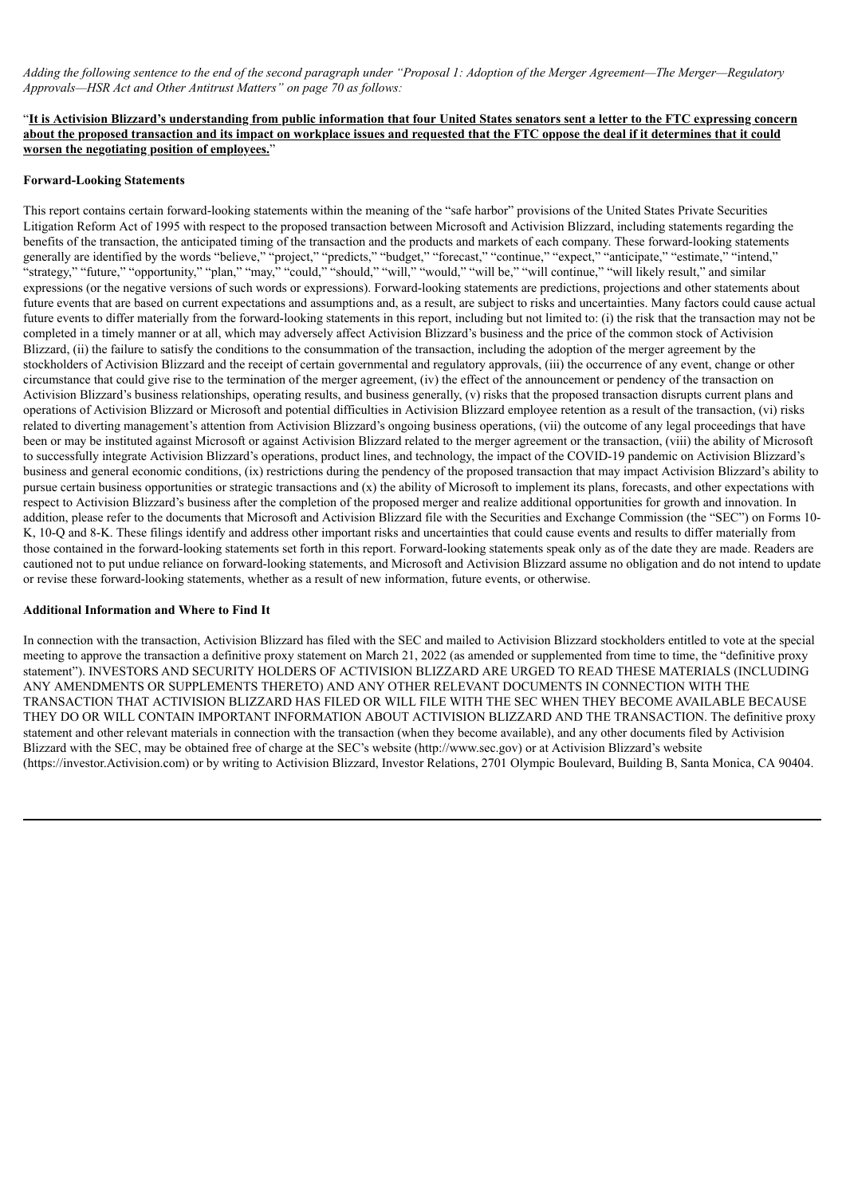*Adding the following sentence to the end of the second paragraph under "Proposal 1: Adoption of the Merger Agreement—The Merger—Regulatory Approvals—HSR Act and Other Antitrust Matters" on page 70 as follows:*

"**It is Activision Blizzard's understanding from public information that four United States senators sent a letter to the FTC expressing concern about the proposed transaction and its impact on workplace issues and requested that the FTC oppose the deal if it determines that it could worsen the negotiating position of employees.**"

**Forward-Looking Statements**

This report contains certain forward-looking statements within the meaning of the "safe harbor" provisions of the United States Private Securities Litigation Reform Act of 1995 with respect to the proposed transaction between Microsoft and Activision Blizzard, including statements regarding the benefits of the transaction, the anticipated timing of the transaction and the products and markets of each company. These forward-looking statements generally are identified by the words "believe," "project," "predicts," "budget," "forecast," "continue," "expect," "anticipate," "estimate," "intend," "strategy," "future," "opportunity," "plan," "may," "could," "should," "will," "would," "will be," "will continue," "will likely result," and similar expressions (or the negative versions of such words or expressions). Forward-looking statements are predictions, projections and other statements about future events that are based on current expectations and assumptions and, as a result, are subject to risks and uncertainties. Many factors could cause actual future events to differ materially from the forward-looking statements in this report, including but not limited to: (i) the risk that the transaction may not be completed in a timely manner or at all, which may adversely affect Activision Blizzard's business and the price of the common stock of Activision Blizzard, (ii) the failure to satisfy the conditions to the consummation of the transaction, including the adoption of the merger agreement by the stockholders of Activision Blizzard and the receipt of certain governmental and regulatory approvals, (iii) the occurrence of any event, change or other circumstance that could give rise to the termination of the merger agreement, (iv) the effect of the announcement or pendency of the transaction on Activision Blizzard's business relationships, operating results, and business generally, (v) risks that the proposed transaction disrupts current plans and operations of Activision Blizzard or Microsoft and potential difficulties in Activision Blizzard employee retention as a result of the transaction, (vi) risks related to diverting management's attention from Activision Blizzard's ongoing business operations, (vii) the outcome of any legal proceedings that have been or may be instituted against Microsoft or against Activision Blizzard related to the merger agreement or the transaction, (viii) the ability of Microsoft to successfully integrate Activision Blizzard's operations, product lines, and technology, the impact of the COVID-19 pandemic on Activision Blizzard's business and general economic conditions, (ix) restrictions during the pendency of the proposed transaction that may impact Activision Blizzard's ability to pursue certain business opportunities or strategic transactions and (x) the ability of Microsoft to implement its plans, forecasts, and other expectations with respect to Activision Blizzard's business after the completion of the proposed merger and realize additional opportunities for growth and innovation. In addition, please refer to the documents that Microsoft and Activision Blizzard file with the Securities and Exchange Commission (the "SEC") on Forms 10-K, 10-Q and 8-K. These filings identify and address other important risks and uncertainties that could cause events and results to differ materially from those contained in the forward-looking statements set forth in this report. Forward-looking statements speak only as of the date they are made. Readers are cautioned not to put undue reliance on forward-looking statements, and Microsoft and Activision Blizzard assume no obligation and do not intend to update or revise these forward-looking statements, whether as a result of new information, future events, or otherwise.

**Additional Information and Where to Find It**

In connection with the transaction, Activision Blizzard has filed with the SEC and mailed to Activision Blizzard stockholders entitled to vote at the special meeting to approve the transaction a definitive proxy statement on March 21, 2022 (as amended or supplemented from time to time, the "definitive proxy statement"). INVESTORS AND SECURITY HOLDERS OF ACTIVISION BLIZZARD ARE URGED TO READ THESE MATERIALS (INCLUDING ANY AMENDMENTS OR SUPPLEMENTS THERETO) AND ANY OTHER RELEVANT DOCUMENTS IN CONNECTION WITH THE TRANSACTION THAT ACTIVISION BLIZZARD HAS FILED OR WILL FILE WITH THE SEC WHEN THEY BECOME AVAILABLE BECAUSE THEY DO OR WILL CONTAIN IMPORTANT INFORMATION ABOUT ACTIVISION BLIZZARD AND THE TRANSACTION. The definitive proxy statement and other relevant materials in connection with the transaction (when they become available), and any other documents filed by Activision Blizzard with the SEC, may be obtained free of charge at the SEC's website (http://www.sec.gov) or at Activision Blizzard's website (https://investor.Activision.com) or by writing to Activision Blizzard, Investor Relations, 2701 Olympic Boulevard, Building B, Santa Monica, CA 90404.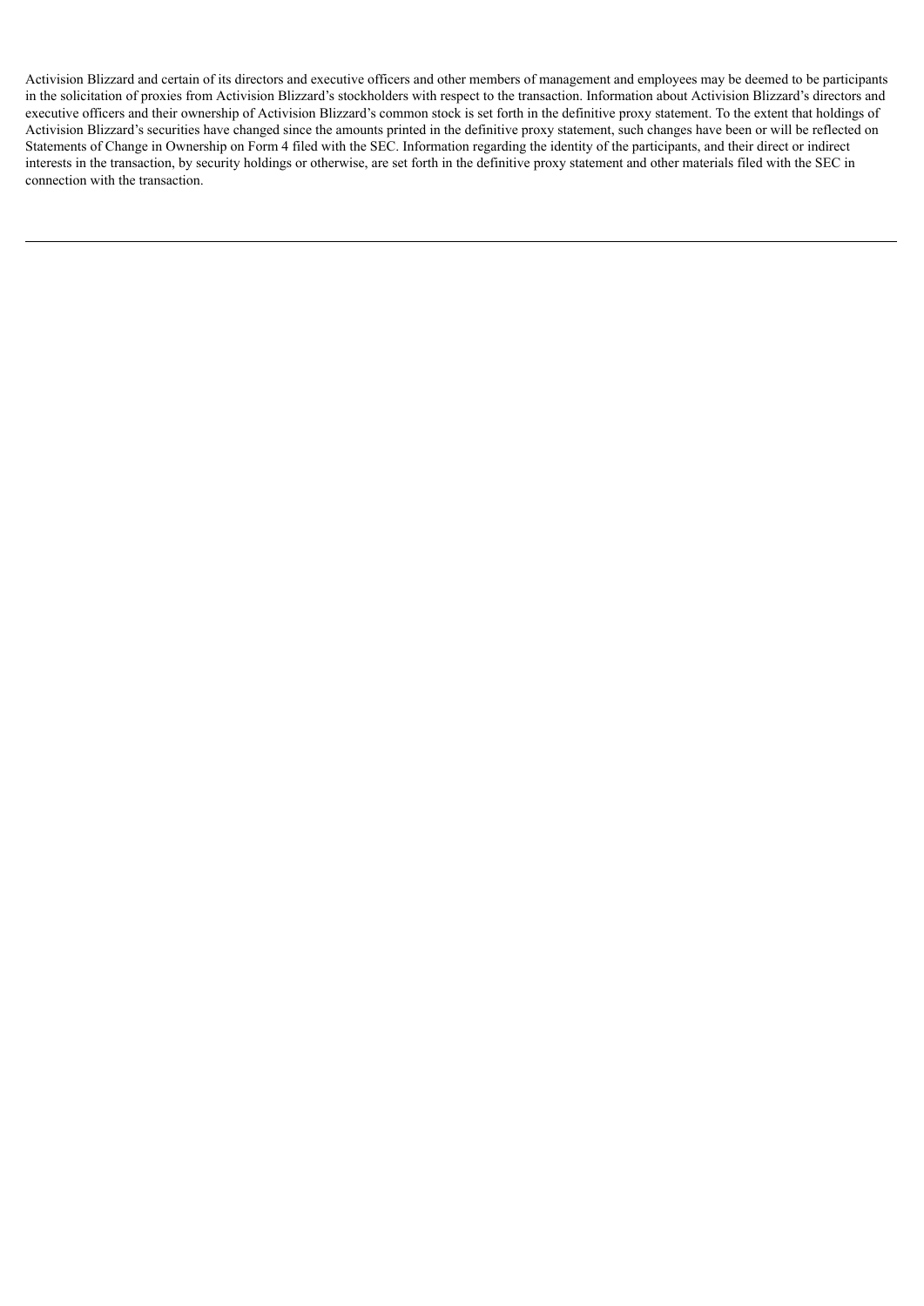Activision Blizzard and certain of its directors and executive officers and other members of management and employees may be deemed to be participants in the solicitation of proxies from Activision Blizzard's stockholders with respect to the transaction. Information about Activision Blizzard's directors and executive officers and their ownership of Activision Blizzard's common stock is set forth in the definitive proxy statement. To the extent that holdings of Activision Blizzard's securities have changed since the amounts printed in the definitive proxy statement, such changes have been or will be reflected on Statements of Change in Ownership on Form 4 filed with the SEC. Information regarding the identity of the participants, and their direct or indirect interests in the transaction, by security holdings or otherwise, are set forth in the definitive proxy statement and other materials filed with the SEC in connection with the transaction.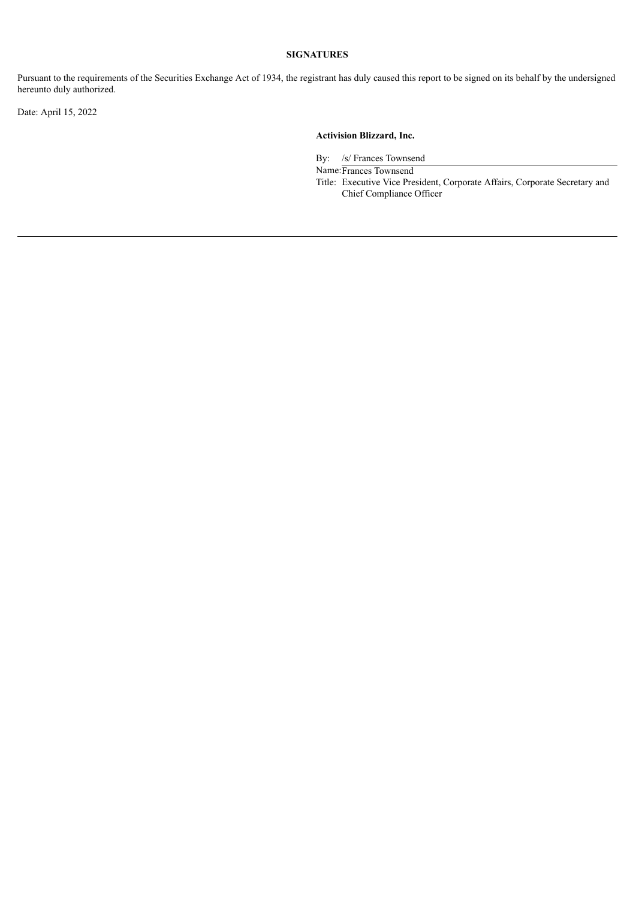**SIGNATURES**

Pursuant to the requirements of the Securities Exchange Act of 1934, the registrant has duly caused this report to be signed on its behalf by the undersigned hereunto duly authorized.

Date: April 15, 2022

**Activision Blizzard, Inc.**

By: /s/ Frances Townsend

Name: Frances Townsend

Title: Executive Vice President, Corporate Affairs, Corporate Secretary and Chief Compliance Officer